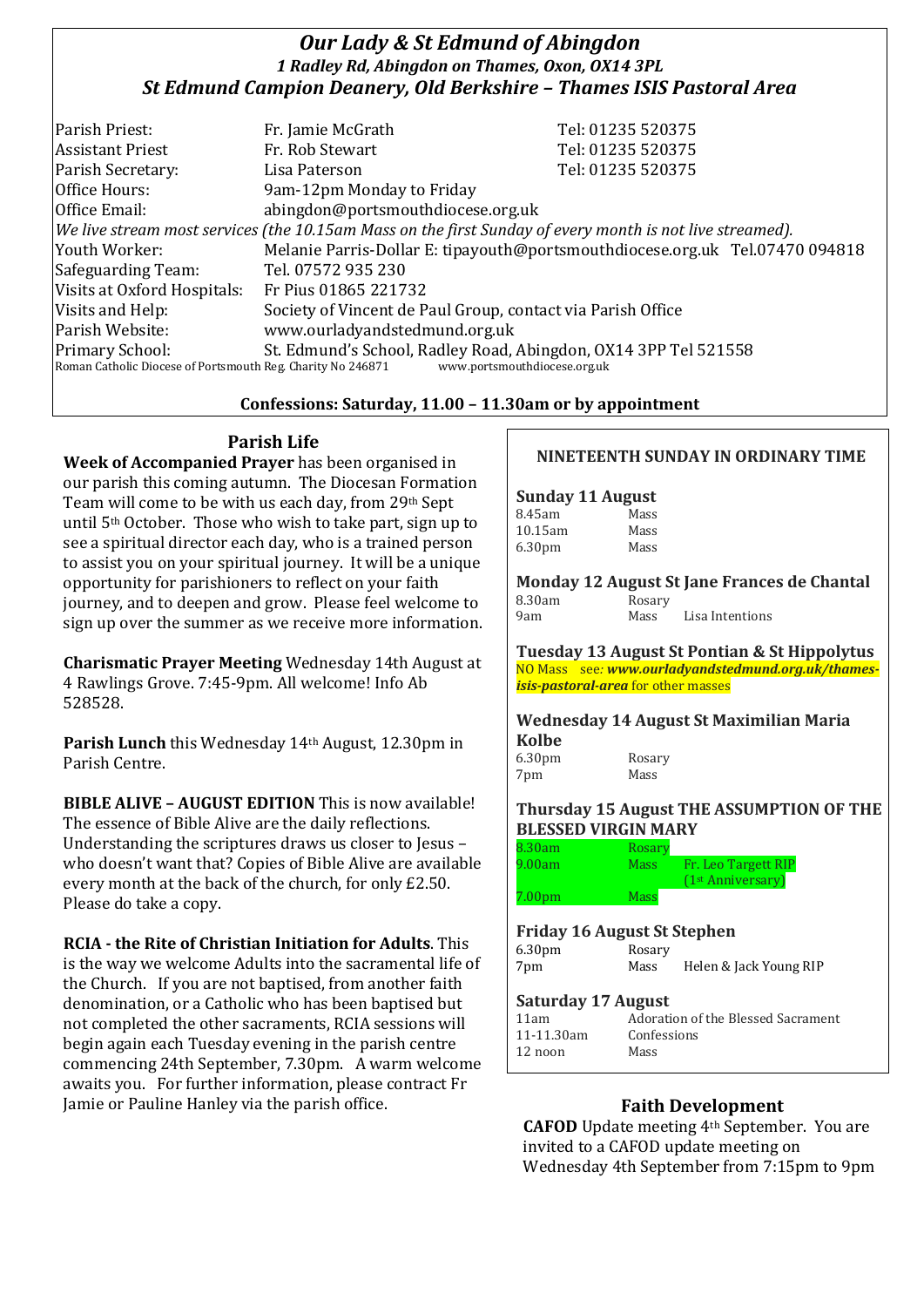# *Our Lady & St Edmund of Abingdon*

***1 Radley Rd, Abingdon on Thames, Oxon, OX14 3PL***

***St Edmund Campion Deanery, Old Berkshire – Thames ISIS Pastoral Area***

| | | |
|---|---|---|
| Parish Priest: | Fr. Jamie McGrath | Tel: 01235 520375 |
| Assistant Priest | Fr. Rob Stewart | Tel: 01235 520375 |
| Parish Secretary: | Lisa Paterson | Tel: 01235 520375 |
| Office Hours: | 9am-12pm Monday to Friday | |
| Office Email: | abingdon@portsmouthdiocese.org.uk | |

*We live stream most services (the 10.15am Mass on the first Sunday of every month is not live streamed).*

| | |
|---|---|
| Youth Worker: | Melanie Parris-Dollar E: tipayouth@portsmouthdiocese.org.uk Tel.07470 094818 |
| Safeguarding Team: | Tel. 07572 935 230 |
| Visits at Oxford Hospitals: | Fr Pius 01865 221732 |
| Visits and Help: | Society of Vincent de Paul Group, contact via Parish Office |
| Parish Website: | www.ourladyandstedmund.org.uk |
| Primary School: | St. Edmund's School, Radley Road, Abingdon, OX14 3PP Tel 521558 |

Roman Catholic Diocese of Portsmouth Reg. Charity No 246871 www.portsmouthdiocese.org.uk

**Confessions: Saturday, 11.00 – 11.30am or by appointment**

## Parish Life

**Week of Accompanied Prayer** has been organised in our parish this coming autumn. The Diocesan Formation Team will come to be with us each day, from 29th Sept until 5th October. Those who wish to take part, sign up to see a spiritual director each day, who is a trained person to assist you on your spiritual journey. It will be a unique opportunity for parishioners to reflect on your faith journey, and to deepen and grow. Please feel welcome to sign up over the summer as we receive more information.

**Charismatic Prayer Meeting** Wednesday 14th August at 4 Rawlings Grove. 7:45-9pm. All welcome! Info Ab 528528.

**Parish Lunch** this Wednesday 14th August, 12.30pm in Parish Centre.

**BIBLE ALIVE – AUGUST EDITION** This is now available! The essence of Bible Alive are the daily reflections. Understanding the scriptures draws us closer to Jesus – who doesn't want that? Copies of Bible Alive are available every month at the back of the church, for only £2.50. Please do take a copy.

**RCIA - the Rite of Christian Initiation for Adults**. This is the way we welcome Adults into the sacramental life of the Church. If you are not baptised, from another faith denomination, or a Catholic who has been baptised but not completed the other sacraments, RCIA sessions will begin again each Tuesday evening in the parish centre commencing 24th September, 7.30pm. A warm welcome awaits you. For further information, please contract Fr Jamie or Pauline Hanley via the parish office.

## NINETEENTH SUNDAY IN ORDINARY TIME

**Sunday 11 August**

| | | |
|---|---|---|
| 8.45am | Mass | |
| 10.15am | Mass | |
| 6.30pm | Mass | |

**Monday 12 August St Jane Frances de Chantal**

| | | |
|---|---|---|
| 8.30am | Rosary | |
| 9am | Mass | Lisa Intentions |

**Tuesday 13 August St Pontian & St Hippolytus**

NO Mass see: ***www.ourladyandstedmund.org.uk/thames-isis-pastoral-area*** for other masses

**Wednesday 14 August St Maximilian Maria Kolbe**

| | | |
|---|---|---|
| 6.30pm | Rosary | |
| 7pm | Mass | |

**Thursday 15 August THE ASSUMPTION OF THE BLESSED VIRGIN MARY**

| | | |
|---|---|---|
| 8.30am | Rosary | |
| 9.00am | Mass | Fr. Leo Targett RIP (1st Anniversary) |
| 7.00pm | Mass | |

**Friday 16 August St Stephen**

| | | |
|---|---|---|
| 6.30pm | Rosary | |
| 7pm | Mass | Helen & Jack Young RIP |

**Saturday 17 August**

| | |
|---|---|
| 11am | Adoration of the Blessed Sacrament |
| 11-11.30am | Confessions |
| 12 noon | Mass |

## Faith Development

**CAFOD** Update meeting 4th September. You are invited to a CAFOD update meeting on Wednesday 4th September from 7:15pm to 9pm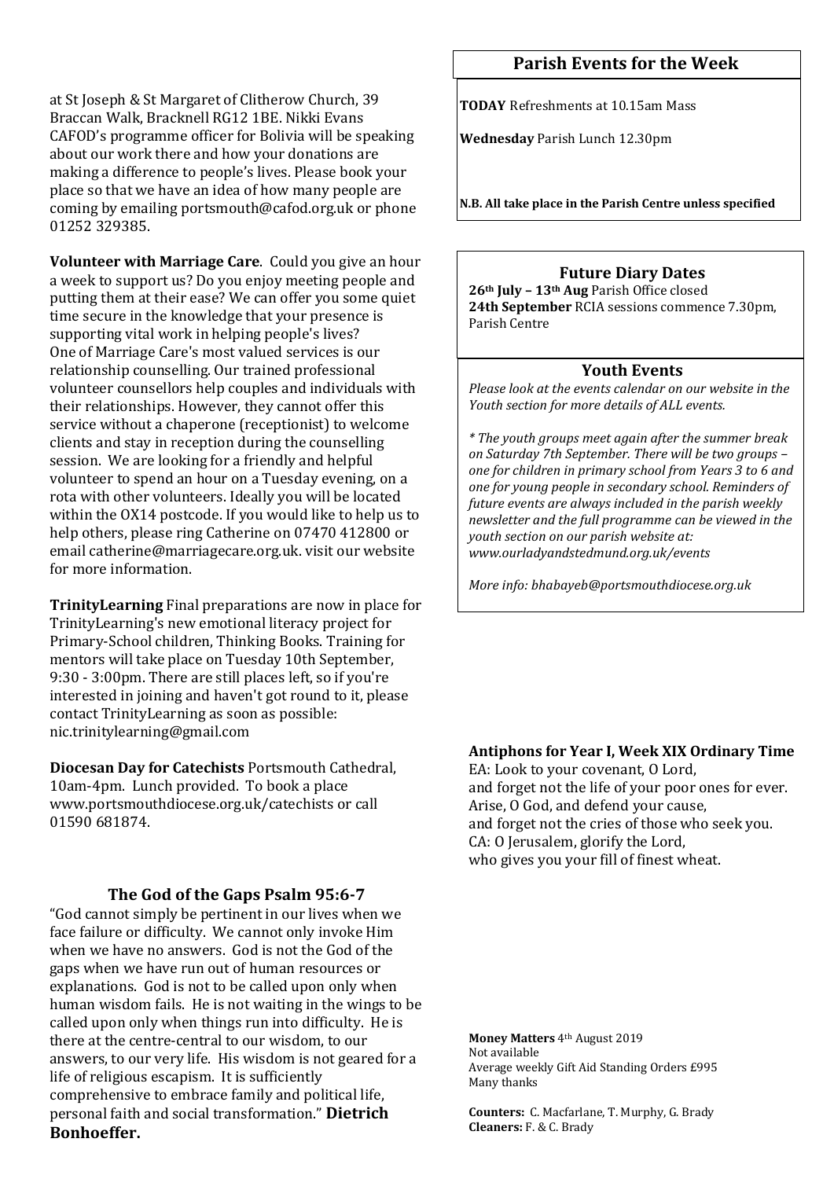at St Joseph & St Margaret of Clitherow Church, 39 Braccan Walk, Bracknell RG12 1BE. Nikki Evans CAFOD's programme officer for Bolivia will be speaking about our work there and how your donations are making a difference to people's lives. Please book your place so that we have an idea of how many people are coming by emailing portsmouth@cafod.org.uk or phone 01252 329385.

**Volunteer with Marriage Care**. Could you give an hour a week to support us? Do you enjoy meeting people and putting them at their ease? We can offer you some quiet time secure in the knowledge that your presence is supporting vital work in helping people's lives? One of Marriage Care's most valued services is our relationship counselling. Our trained professional volunteer counsellors help couples and individuals with their relationships. However, they cannot offer this service without a chaperone (receptionist) to welcome clients and stay in reception during the counselling session. We are looking for a friendly and helpful volunteer to spend an hour on a Tuesday evening, on a rota with other volunteers. Ideally you will be located within the OX14 postcode. If you would like to help us to help others, please ring Catherine on 07470 412800 or email catherine@marriagecare.org.uk. visit our website for more information.

**TrinityLearning** Final preparations are now in place for TrinityLearning's new emotional literacy project for Primary-School children, Thinking Books. Training for mentors will take place on Tuesday 10th September, 9:30 - 3:00pm. There are still places left, so if you're interested in joining and haven't got round to it, please contact TrinityLearning as soon as possible: nic.trinitylearning@gmail.com

**Diocesan Day for Catechists** Portsmouth Cathedral, 10am-4pm. Lunch provided. To book a place www.portsmouthdiocese.org.uk/catechists or call 01590 681874.

## The God of the Gaps Psalm 95:6-7

"God cannot simply be pertinent in our lives when we face failure or difficulty. We cannot only invoke Him when we have no answers. God is not the God of the gaps when we have run out of human resources or explanations. God is not to be called upon only when human wisdom fails. He is not waiting in the wings to be called upon only when things run into difficulty. He is there at the centre-central to our wisdom, to our answers, to our very life. His wisdom is not geared for a life of religious escapism. It is sufficiently comprehensive to embrace family and political life, personal faith and social transformation." **Dietrich Bonhoeffer.**

## Parish Events for the Week

**TODAY** Refreshments at 10.15am Mass

**Wednesday** Parish Lunch 12.30pm

**N.B. All take place in the Parish Centre unless specified**

## Future Diary Dates

**26th July – 13th Aug** Parish Office closed
**24th September** RCIA sessions commence 7.30pm, Parish Centre

## Youth Events

*Please look at the events calendar on our website in the Youth section for more details of ALL events.*

*\* The youth groups meet again after the summer break on Saturday 7th September. There will be two groups – one for children in primary school from Years 3 to 6 and one for young people in secondary school. Reminders of future events are always included in the parish weekly newsletter and the full programme can be viewed in the youth section on our parish website at: www.ourladyandstedmund.org.uk/events*

*More info: bhabayeb@portsmouthdiocese.org.uk*

**Antiphons for Year I, Week XIX Ordinary Time**
EA: Look to your covenant, O Lord,
and forget not the life of your poor ones for ever.
Arise, O God, and defend your cause,
and forget not the cries of those who seek you.
CA: O Jerusalem, glorify the Lord,
who gives you your fill of finest wheat.

**Money Matters** 4th August 2019
Not available
Average weekly Gift Aid Standing Orders £995
Many thanks

**Counters:** C. Macfarlane, T. Murphy, G. Brady
**Cleaners:** F. & C. Brady